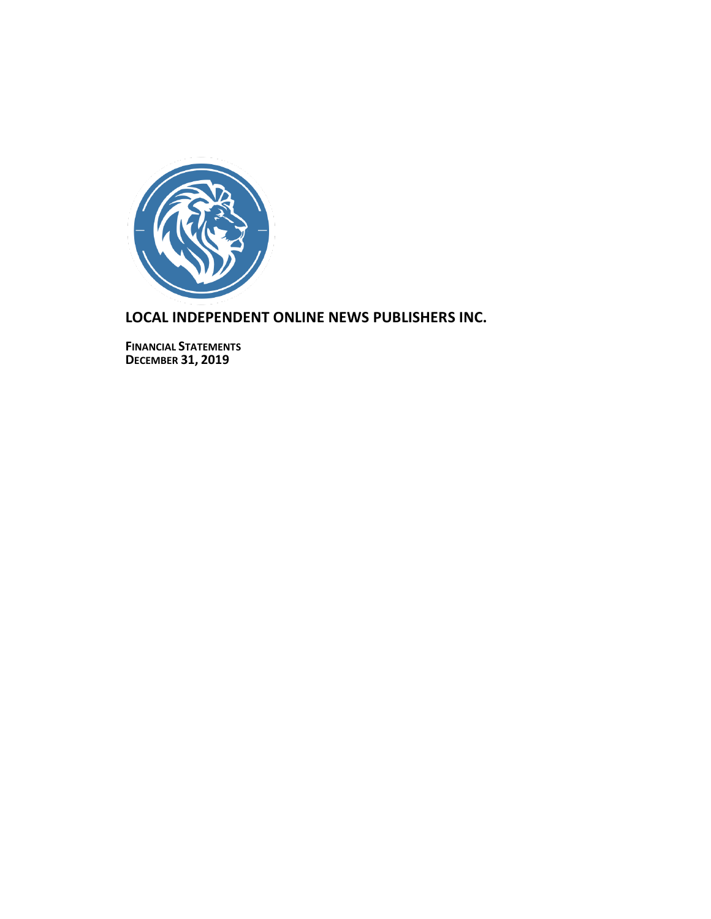# LOCAL INDEPENDENT ONLINE NEWS PUBLISHERS INC.

**FINANCIAL STATEMENTS**
**DECEMBER 31, 2019**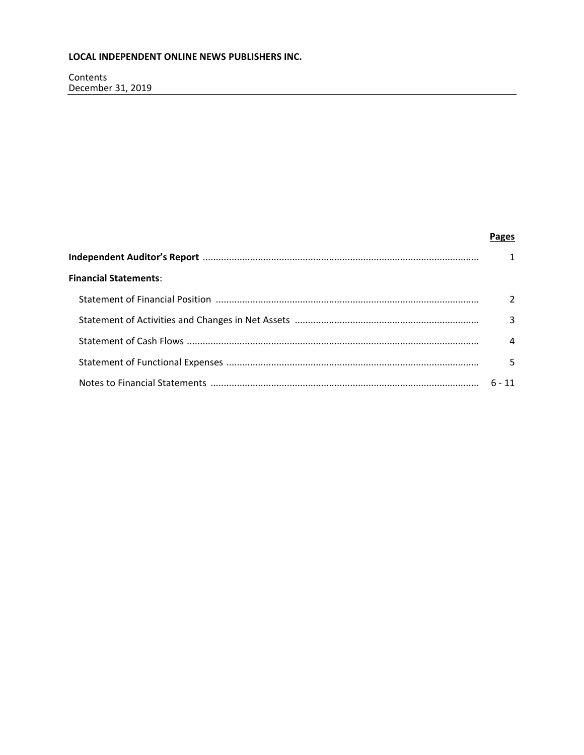**LOCAL INDEPENDENT ONLINE NEWS PUBLISHERS INC.**

Contents
December 31, 2019

| | **Pages** |
|---|---|
| **Independent Auditor's Report** | 1 |
| **Financial Statements**: | |
| Statement of Financial Position | 2 |
| Statement of Activities and Changes in Net Assets | 3 |
| Statement of Cash Flows | 4 |
| Statement of Functional Expenses | 5 |
| Notes to Financial Statements | 6 - 11 |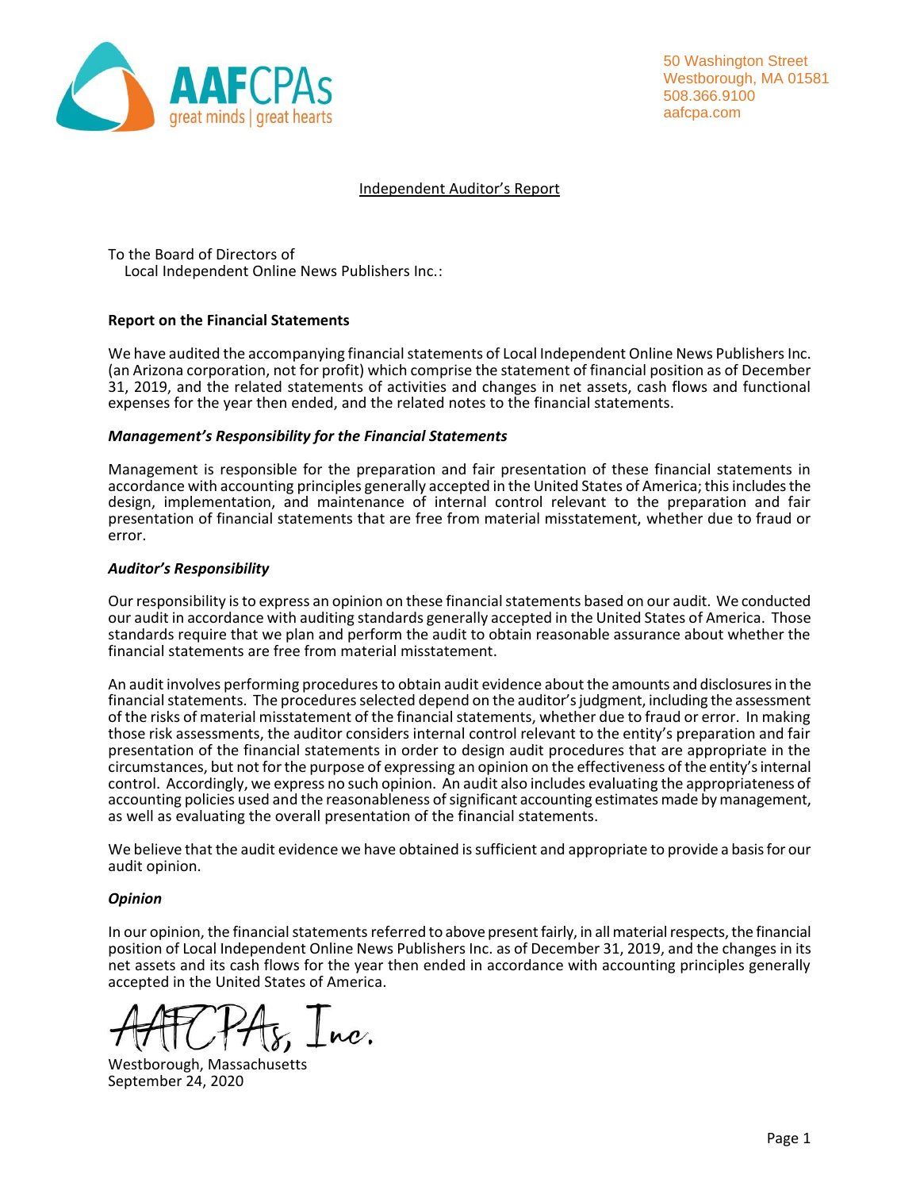AAFCPAs
great minds | great hearts

50 Washington Street
Westborough, MA 01581
508.366.9100
aafcpa.com

# Independent Auditor's Report

To the Board of Directors of
Local Independent Online News Publishers Inc.:

## Report on the Financial Statements

We have audited the accompanying financial statements of Local Independent Online News Publishers Inc. (an Arizona corporation, not for profit) which comprise the statement of financial position as of December 31, 2019, and the related statements of activities and changes in net assets, cash flows and functional expenses for the year then ended, and the related notes to the financial statements.

### *Management's Responsibility for the Financial Statements*

Management is responsible for the preparation and fair presentation of these financial statements in accordance with accounting principles generally accepted in the United States of America; this includes the design, implementation, and maintenance of internal control relevant to the preparation and fair presentation of financial statements that are free from material misstatement, whether due to fraud or error.

### *Auditor's Responsibility*

Our responsibility is to express an opinion on these financial statements based on our audit. We conducted our audit in accordance with auditing standards generally accepted in the United States of America. Those standards require that we plan and perform the audit to obtain reasonable assurance about whether the financial statements are free from material misstatement.

An audit involves performing procedures to obtain audit evidence about the amounts and disclosures in the financial statements. The procedures selected depend on the auditor's judgment, including the assessment of the risks of material misstatement of the financial statements, whether due to fraud or error. In making those risk assessments, the auditor considers internal control relevant to the entity's preparation and fair presentation of the financial statements in order to design audit procedures that are appropriate in the circumstances, but not for the purpose of expressing an opinion on the effectiveness of the entity's internal control. Accordingly, we express no such opinion. An audit also includes evaluating the appropriateness of accounting policies used and the reasonableness of significant accounting estimates made by management, as well as evaluating the overall presentation of the financial statements.

We believe that the audit evidence we have obtained is sufficient and appropriate to provide a basis for our audit opinion.

### *Opinion*

In our opinion, the financial statements referred to above present fairly, in all material respects, the financial position of Local Independent Online News Publishers Inc. as of December 31, 2019, and the changes in its net assets and its cash flows for the year then ended in accordance with accounting principles generally accepted in the United States of America.

AAFCPAs, Inc.

Westborough, Massachusetts
September 24, 2020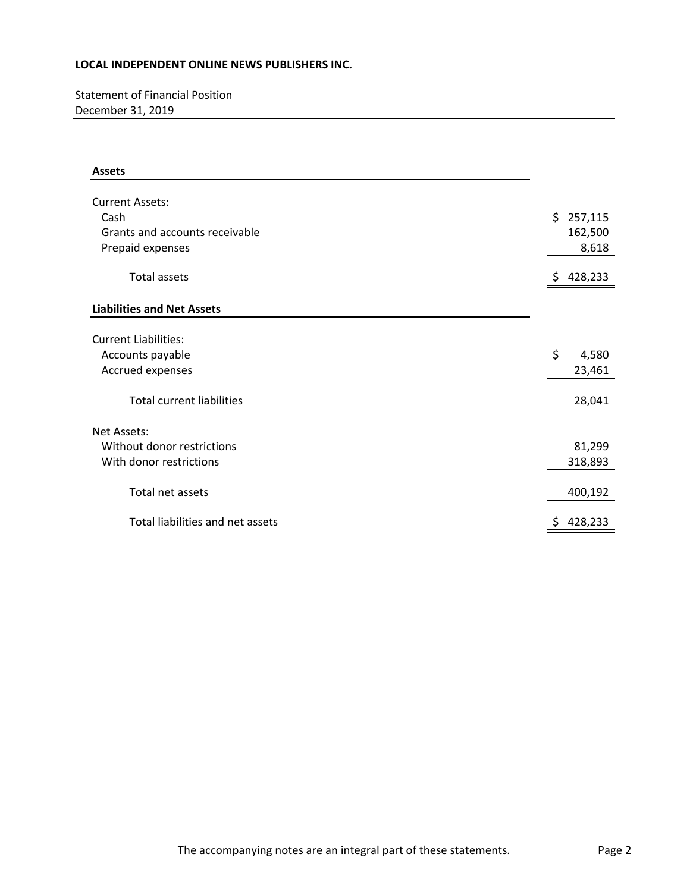**LOCAL INDEPENDENT ONLINE NEWS PUBLISHERS INC.**

Statement of Financial Position
December 31, 2019

| **Assets** | |
|---|---|
| Current Assets: | |
| Cash | $ 257,115 |
| Grants and accounts receivable | 162,500 |
| Prepaid expenses | 8,618 |
| Total assets | $ 428,233 |
| **Liabilities and Net Assets** | |
| Current Liabilities: | |
| Accounts payable | $ 4,580 |
| Accrued expenses | 23,461 |
| Total current liabilities | 28,041 |
| Net Assets: | |
| Without donor restrictions | 81,299 |
| With donor restrictions | 318,893 |
| Total net assets | 400,192 |
| Total liabilities and net assets | $ 428,233 |

The accompanying notes are an integral part of these statements.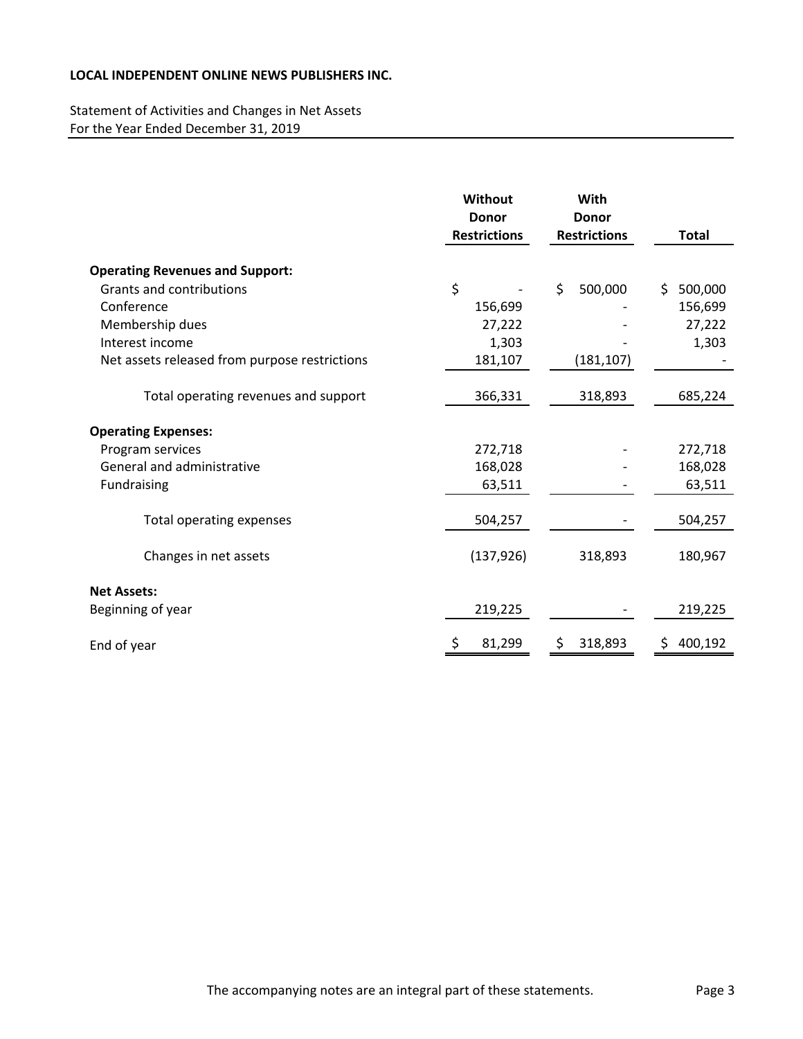**LOCAL INDEPENDENT ONLINE NEWS PUBLISHERS INC.**

Statement of Activities and Changes in Net Assets
For the Year Ended December 31, 2019

| | Without Donor Restrictions | With Donor Restrictions | Total |
|---|---|---|---|
| **Operating Revenues and Support:** | | | |
| Grants and contributions | $ - | $ 500,000 | $ 500,000 |
| Conference | 156,699 | - | 156,699 |
| Membership dues | 27,222 | - | 27,222 |
| Interest income | 1,303 | - | 1,303 |
| Net assets released from purpose restrictions | 181,107 | (181,107) | - |
| Total operating revenues and support | 366,331 | 318,893 | 685,224 |
| **Operating Expenses:** | | | |
| Program services | 272,718 | - | 272,718 |
| General and administrative | 168,028 | - | 168,028 |
| Fundraising | 63,511 | - | 63,511 |
| Total operating expenses | 504,257 | - | 504,257 |
| Changes in net assets | (137,926) | 318,893 | 180,967 |
| **Net Assets:** | | | |
| Beginning of year | 219,225 | - | 219,225 |
| End of year | $ 81,299 | $ 318,893 | $ 400,192 |

The accompanying notes are an integral part of these statements.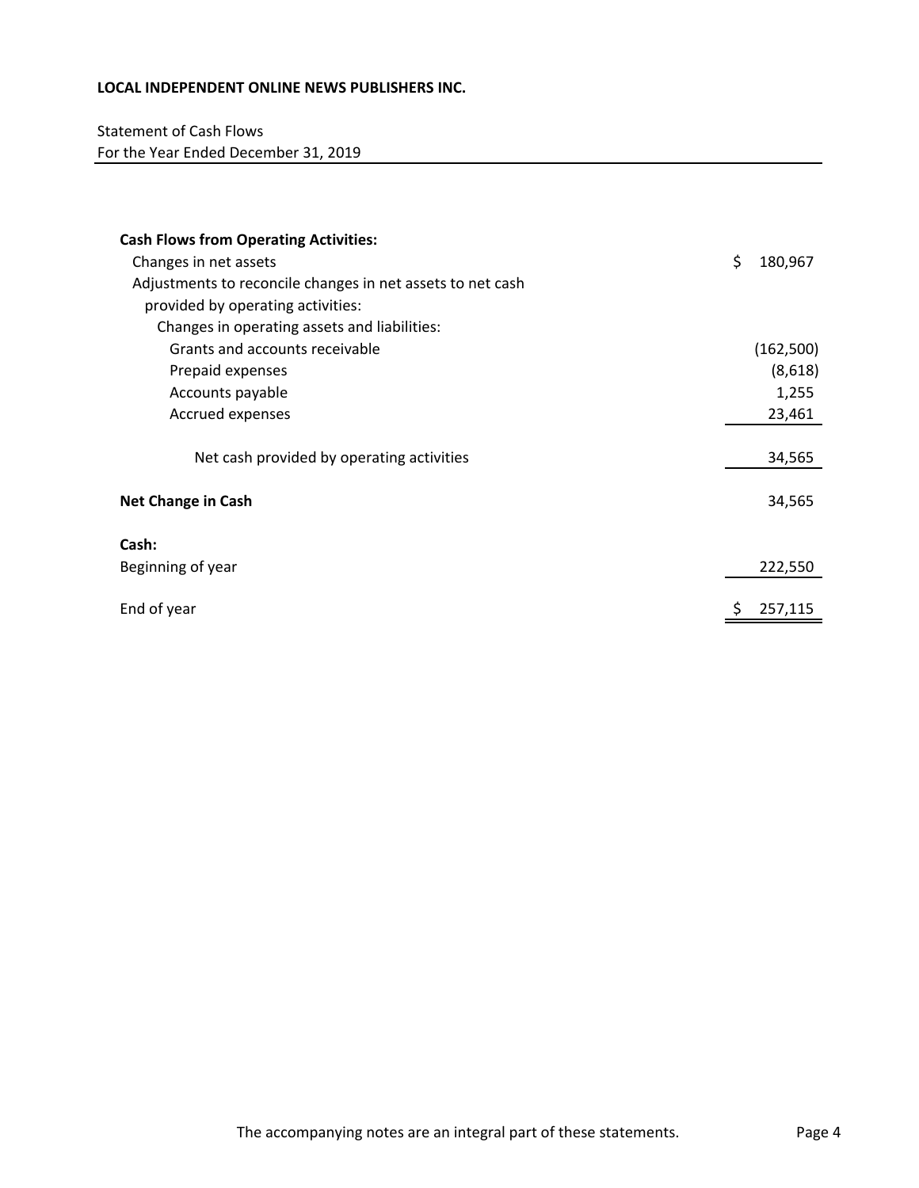**LOCAL INDEPENDENT ONLINE NEWS PUBLISHERS INC.**

Statement of Cash Flows
For the Year Ended December 31, 2019

| | |
|---|---|
| **Cash Flows from Operating Activities:** | |
| Changes in net assets | $ 180,967 |
| Adjustments to reconcile changes in net assets to net cash provided by operating activities: | |
| Changes in operating assets and liabilities: | |
| Grants and accounts receivable | (162,500) |
| Prepaid expenses | (8,618) |
| Accounts payable | 1,255 |
| Accrued expenses | 23,461 |
| Net cash provided by operating activities | 34,565 |
| **Net Change in Cash** | 34,565 |
| **Cash:** | |
| Beginning of year | 222,550 |
| End of year | $ 257,115 |

The accompanying notes are an integral part of these statements.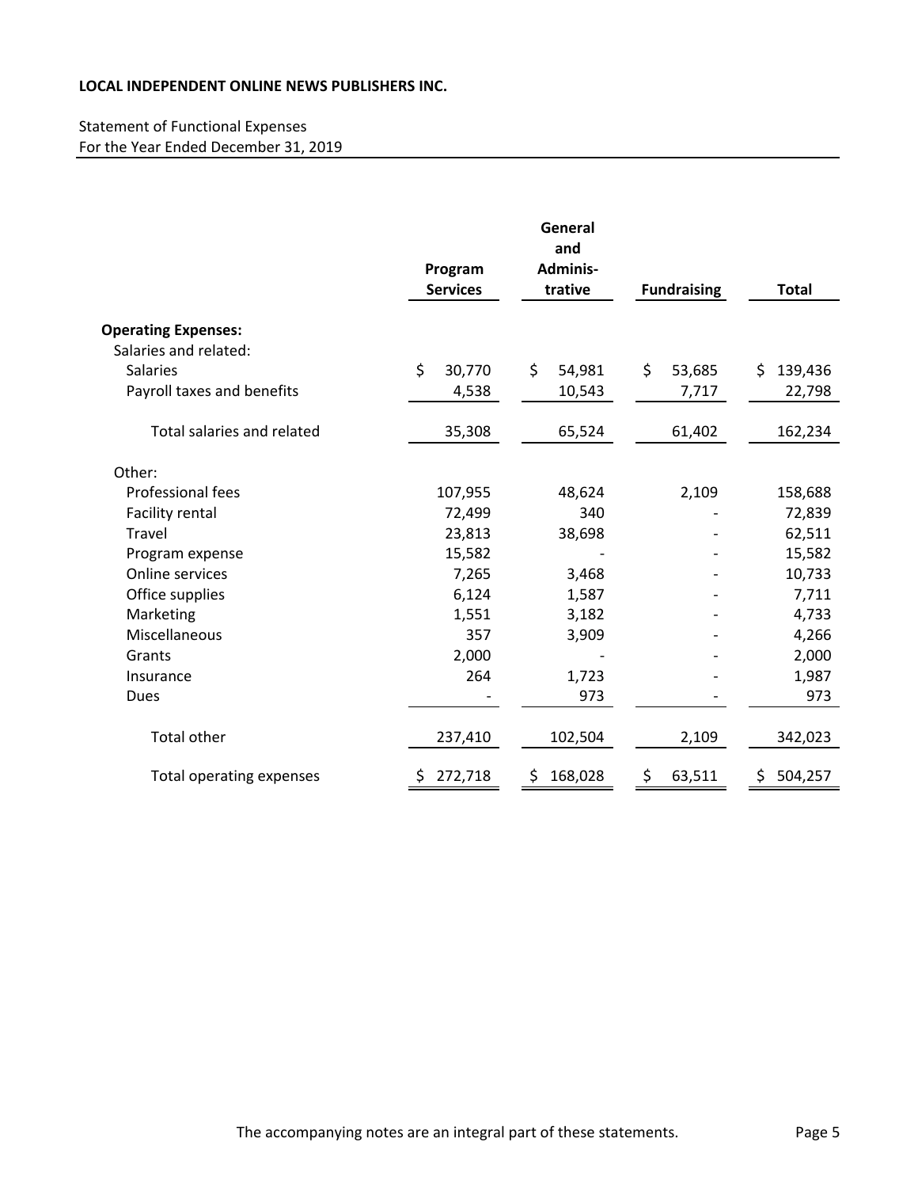**LOCAL INDEPENDENT ONLINE NEWS PUBLISHERS INC.**

Statement of Functional Expenses
For the Year Ended December 31, 2019

| | Program Services | General and Adminis-trative | Fundraising | Total |
|---|---|---|---|---|
| **Operating Expenses:** | | | | |
| Salaries and related: | | | | |
| Salaries | $ 30,770 | $ 54,981 | $ 53,685 | $ 139,436 |
| Payroll taxes and benefits | 4,538 | 10,543 | 7,717 | 22,798 |
| Total salaries and related | 35,308 | 65,524 | 61,402 | 162,234 |
| Other: | | | | |
| Professional fees | 107,955 | 48,624 | 2,109 | 158,688 |
| Facility rental | 72,499 | 340 | - | 72,839 |
| Travel | 23,813 | 38,698 | - | 62,511 |
| Program expense | 15,582 | - | - | 15,582 |
| Online services | 7,265 | 3,468 | - | 10,733 |
| Office supplies | 6,124 | 1,587 | - | 7,711 |
| Marketing | 1,551 | 3,182 | - | 4,733 |
| Miscellaneous | 357 | 3,909 | - | 4,266 |
| Grants | 2,000 | - | - | 2,000 |
| Insurance | 264 | 1,723 | - | 1,987 |
| Dues | - | 973 | - | 973 |
| Total other | 237,410 | 102,504 | 2,109 | 342,023 |
| Total operating expenses | $ 272,718 | $ 168,028 | $ 63,511 | $ 504,257 |

The accompanying notes are an integral part of these statements.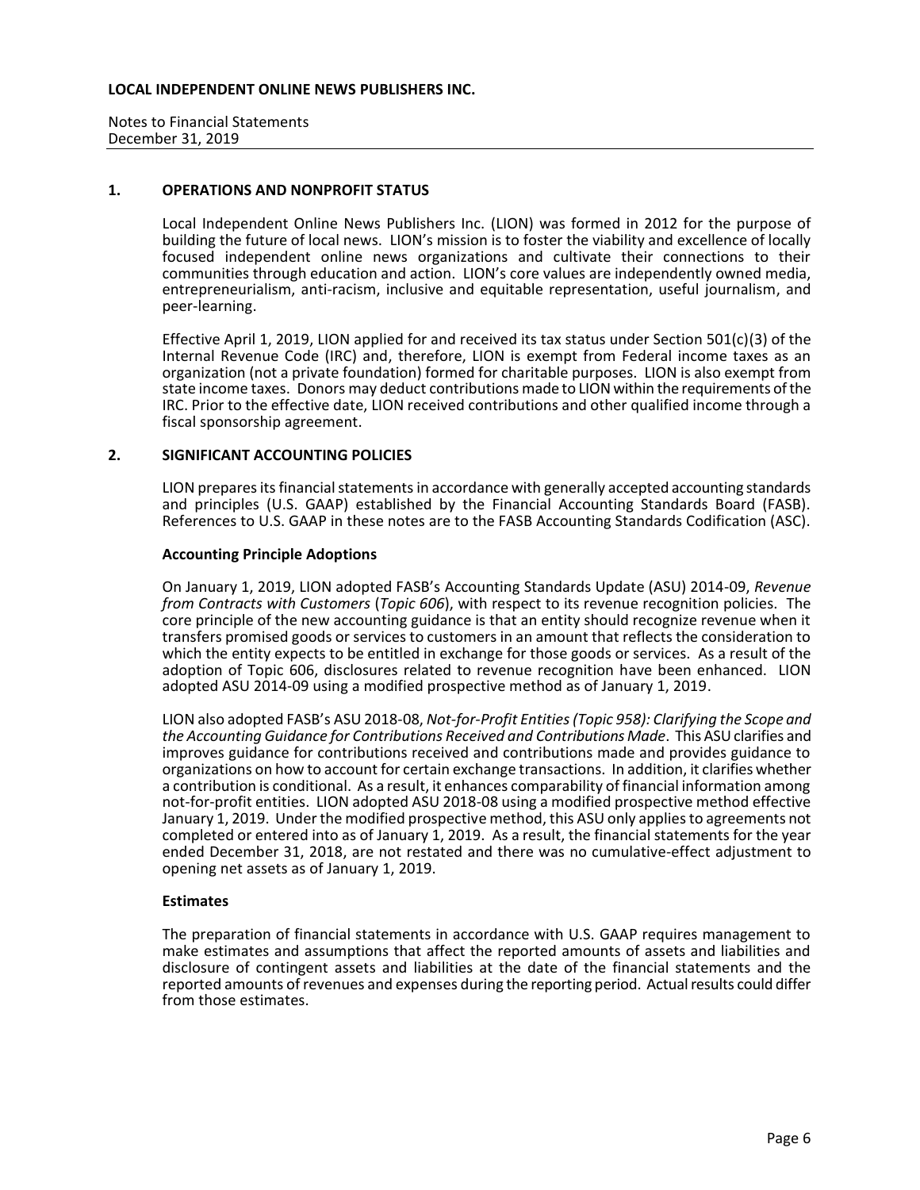**LOCAL INDEPENDENT ONLINE NEWS PUBLISHERS INC.**

Notes to Financial Statements
December 31, 2019

## 1. OPERATIONS AND NONPROFIT STATUS

Local Independent Online News Publishers Inc. (LION) was formed in 2012 for the purpose of building the future of local news. LION's mission is to foster the viability and excellence of locally focused independent online news organizations and cultivate their connections to their communities through education and action. LION's core values are independently owned media, entrepreneurialism, anti-racism, inclusive and equitable representation, useful journalism, and peer-learning.

Effective April 1, 2019, LION applied for and received its tax status under Section 501(c)(3) of the Internal Revenue Code (IRC) and, therefore, LION is exempt from Federal income taxes as an organization (not a private foundation) formed for charitable purposes. LION is also exempt from state income taxes. Donors may deduct contributions made to LION within the requirements of the IRC. Prior to the effective date, LION received contributions and other qualified income through a fiscal sponsorship agreement.

## 2. SIGNIFICANT ACCOUNTING POLICIES

LION prepares its financial statements in accordance with generally accepted accounting standards and principles (U.S. GAAP) established by the Financial Accounting Standards Board (FASB). References to U.S. GAAP in these notes are to the FASB Accounting Standards Codification (ASC).

### Accounting Principle Adoptions

On January 1, 2019, LION adopted FASB's Accounting Standards Update (ASU) 2014-09, *Revenue from Contracts with Customers* (*Topic 606*), with respect to its revenue recognition policies. The core principle of the new accounting guidance is that an entity should recognize revenue when it transfers promised goods or services to customers in an amount that reflects the consideration to which the entity expects to be entitled in exchange for those goods or services. As a result of the adoption of Topic 606, disclosures related to revenue recognition have been enhanced. LION adopted ASU 2014-09 using a modified prospective method as of January 1, 2019.

LION also adopted FASB's ASU 2018-08, *Not-for-Profit Entities (Topic 958): Clarifying the Scope and the Accounting Guidance for Contributions Received and Contributions Made*. This ASU clarifies and improves guidance for contributions received and contributions made and provides guidance to organizations on how to account for certain exchange transactions. In addition, it clarifies whether a contribution is conditional. As a result, it enhances comparability of financial information among not-for-profit entities. LION adopted ASU 2018-08 using a modified prospective method effective January 1, 2019. Under the modified prospective method, this ASU only applies to agreements not completed or entered into as of January 1, 2019. As a result, the financial statements for the year ended December 31, 2018, are not restated and there was no cumulative-effect adjustment to opening net assets as of January 1, 2019.

### Estimates

The preparation of financial statements in accordance with U.S. GAAP requires management to make estimates and assumptions that affect the reported amounts of assets and liabilities and disclosure of contingent assets and liabilities at the date of the financial statements and the reported amounts of revenues and expenses during the reporting period. Actual results could differ from those estimates.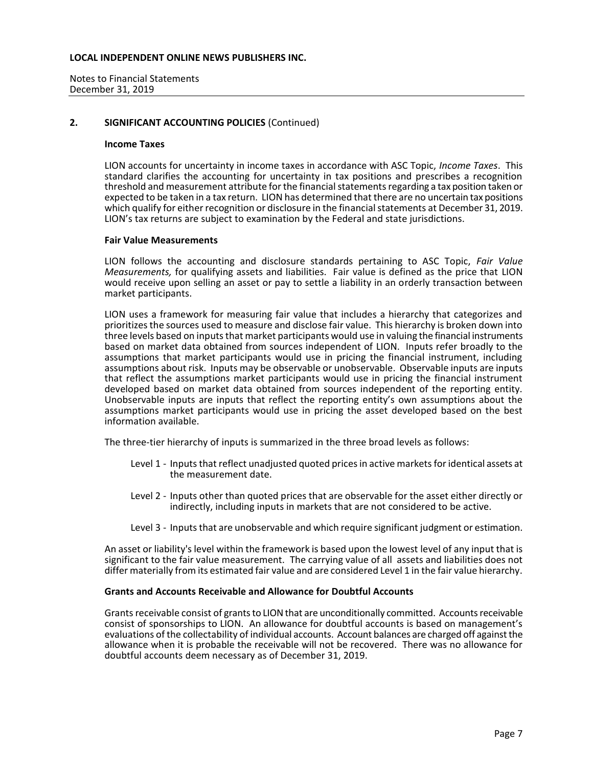## 2. SIGNIFICANT ACCOUNTING POLICIES (Continued)

### Income Taxes

LION accounts for uncertainty in income taxes in accordance with ASC Topic, *Income Taxes*. This standard clarifies the accounting for uncertainty in tax positions and prescribes a recognition threshold and measurement attribute for the financial statements regarding a tax position taken or expected to be taken in a tax return. LION has determined that there are no uncertain tax positions which qualify for either recognition or disclosure in the financial statements at December 31, 2019. LION's tax returns are subject to examination by the Federal and state jurisdictions.

### Fair Value Measurements

LION follows the accounting and disclosure standards pertaining to ASC Topic, *Fair Value Measurements,* for qualifying assets and liabilities. Fair value is defined as the price that LION would receive upon selling an asset or pay to settle a liability in an orderly transaction between market participants.

LION uses a framework for measuring fair value that includes a hierarchy that categorizes and prioritizes the sources used to measure and disclose fair value. This hierarchy is broken down into three levels based on inputs that market participants would use in valuing the financial instruments based on market data obtained from sources independent of LION. Inputs refer broadly to the assumptions that market participants would use in pricing the financial instrument, including assumptions about risk. Inputs may be observable or unobservable. Observable inputs are inputs that reflect the assumptions market participants would use in pricing the financial instrument developed based on market data obtained from sources independent of the reporting entity. Unobservable inputs are inputs that reflect the reporting entity's own assumptions about the assumptions market participants would use in pricing the asset developed based on the best information available.

The three-tier hierarchy of inputs is summarized in the three broad levels as follows:

- Level 1 - Inputs that reflect unadjusted quoted prices in active markets for identical assets at the measurement date.
- Level 2 - Inputs other than quoted prices that are observable for the asset either directly or indirectly, including inputs in markets that are not considered to be active.
- Level 3 - Inputs that are unobservable and which require significant judgment or estimation.

An asset or liability's level within the framework is based upon the lowest level of any input that is significant to the fair value measurement. The carrying value of all assets and liabilities does not differ materially from its estimated fair value and are considered Level 1 in the fair value hierarchy.

### Grants and Accounts Receivable and Allowance for Doubtful Accounts

Grants receivable consist of grants to LION that are unconditionally committed. Accounts receivable consist of sponsorships to LION. An allowance for doubtful accounts is based on management's evaluations of the collectability of individual accounts. Account balances are charged off against the allowance when it is probable the receivable will not be recovered. There was no allowance for doubtful accounts deem necessary as of December 31, 2019.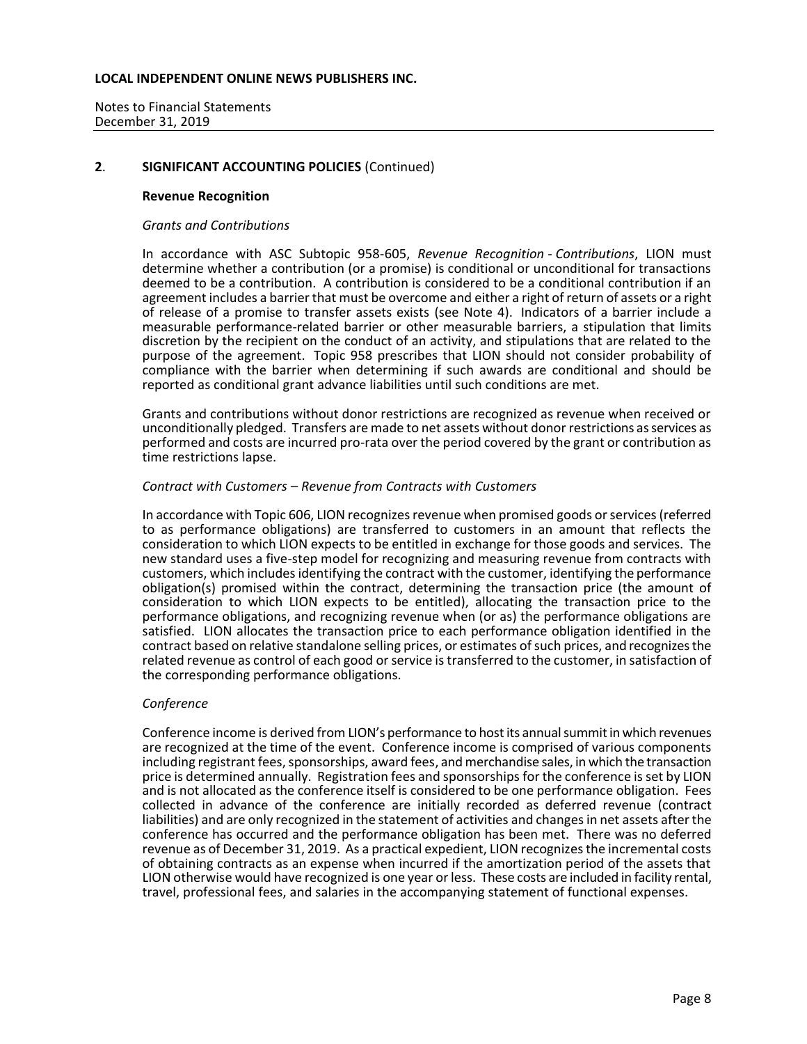## 2. SIGNIFICANT ACCOUNTING POLICIES (Continued)

### Revenue Recognition

*Grants and Contributions*

In accordance with ASC Subtopic 958-605, *Revenue Recognition - Contributions*, LION must determine whether a contribution (or a promise) is conditional or unconditional for transactions deemed to be a contribution. A contribution is considered to be a conditional contribution if an agreement includes a barrier that must be overcome and either a right of return of assets or a right of release of a promise to transfer assets exists (see Note 4). Indicators of a barrier include a measurable performance-related barrier or other measurable barriers, a stipulation that limits discretion by the recipient on the conduct of an activity, and stipulations that are related to the purpose of the agreement. Topic 958 prescribes that LION should not consider probability of compliance with the barrier when determining if such awards are conditional and should be reported as conditional grant advance liabilities until such conditions are met.

Grants and contributions without donor restrictions are recognized as revenue when received or unconditionally pledged. Transfers are made to net assets without donor restrictions as services as performed and costs are incurred pro-rata over the period covered by the grant or contribution as time restrictions lapse.

*Contract with Customers – Revenue from Contracts with Customers*

In accordance with Topic 606, LION recognizes revenue when promised goods or services (referred to as performance obligations) are transferred to customers in an amount that reflects the consideration to which LION expects to be entitled in exchange for those goods and services. The new standard uses a five-step model for recognizing and measuring revenue from contracts with customers, which includes identifying the contract with the customer, identifying the performance obligation(s) promised within the contract, determining the transaction price (the amount of consideration to which LION expects to be entitled), allocating the transaction price to the performance obligations, and recognizing revenue when (or as) the performance obligations are satisfied. LION allocates the transaction price to each performance obligation identified in the contract based on relative standalone selling prices, or estimates of such prices, and recognizes the related revenue as control of each good or service is transferred to the customer, in satisfaction of the corresponding performance obligations.

*Conference*

Conference income is derived from LION's performance to host its annual summit in which revenues are recognized at the time of the event. Conference income is comprised of various components including registrant fees, sponsorships, award fees, and merchandise sales, in which the transaction price is determined annually. Registration fees and sponsorships for the conference is set by LION and is not allocated as the conference itself is considered to be one performance obligation. Fees collected in advance of the conference are initially recorded as deferred revenue (contract liabilities) and are only recognized in the statement of activities and changes in net assets after the conference has occurred and the performance obligation has been met. There was no deferred revenue as of December 31, 2019. As a practical expedient, LION recognizes the incremental costs of obtaining contracts as an expense when incurred if the amortization period of the assets that LION otherwise would have recognized is one year or less. These costs are included in facility rental, travel, professional fees, and salaries in the accompanying statement of functional expenses.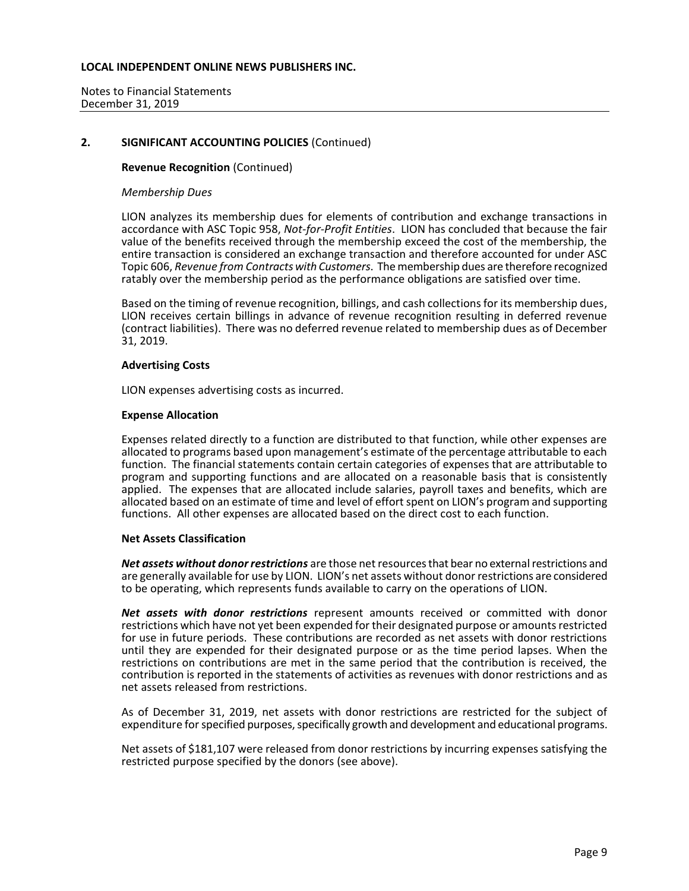## 2. SIGNIFICANT ACCOUNTING POLICIES (Continued)

**Revenue Recognition** (Continued)

*Membership Dues*

LION analyzes its membership dues for elements of contribution and exchange transactions in accordance with ASC Topic 958, *Not-for-Profit Entities*. LION has concluded that because the fair value of the benefits received through the membership exceed the cost of the membership, the entire transaction is considered an exchange transaction and therefore accounted for under ASC Topic 606, *Revenue from Contracts with Customers*. The membership dues are therefore recognized ratably over the membership period as the performance obligations are satisfied over time.

Based on the timing of revenue recognition, billings, and cash collections for its membership dues, LION receives certain billings in advance of revenue recognition resulting in deferred revenue (contract liabilities). There was no deferred revenue related to membership dues as of December 31, 2019.

**Advertising Costs**

LION expenses advertising costs as incurred.

**Expense Allocation**

Expenses related directly to a function are distributed to that function, while other expenses are allocated to programs based upon management's estimate of the percentage attributable to each function. The financial statements contain certain categories of expenses that are attributable to program and supporting functions and are allocated on a reasonable basis that is consistently applied. The expenses that are allocated include salaries, payroll taxes and benefits, which are allocated based on an estimate of time and level of effort spent on LION's program and supporting functions. All other expenses are allocated based on the direct cost to each function.

**Net Assets Classification**

***Net assets without donor restrictions*** are those net resources that bear no external restrictions and are generally available for use by LION. LION's net assets without donor restrictions are considered to be operating, which represents funds available to carry on the operations of LION.

***Net assets with donor restrictions*** represent amounts received or committed with donor restrictions which have not yet been expended for their designated purpose or amounts restricted for use in future periods. These contributions are recorded as net assets with donor restrictions until they are expended for their designated purpose or as the time period lapses. When the restrictions on contributions are met in the same period that the contribution is received, the contribution is reported in the statements of activities as revenues with donor restrictions and as net assets released from restrictions.

As of December 31, 2019, net assets with donor restrictions are restricted for the subject of expenditure for specified purposes, specifically growth and development and educational programs.

Net assets of $181,107 were released from donor restrictions by incurring expenses satisfying the restricted purpose specified by the donors (see above).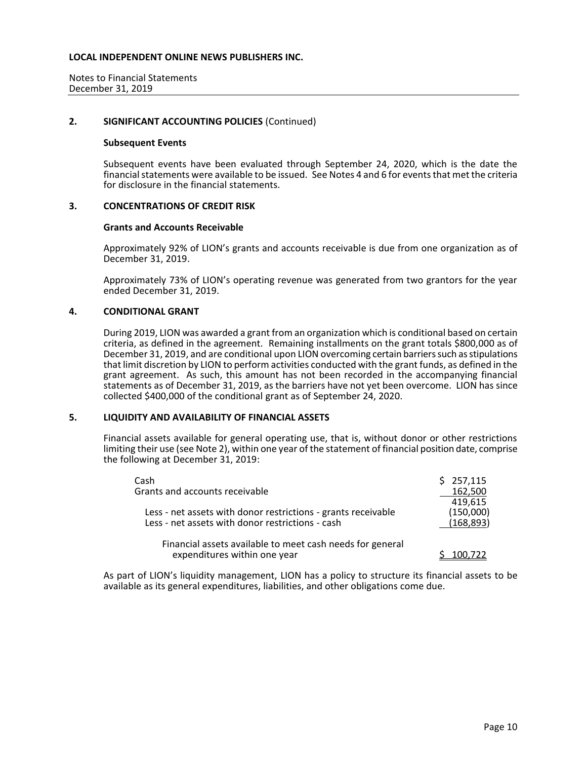**LOCAL INDEPENDENT ONLINE NEWS PUBLISHERS INC.**

Notes to Financial Statements
December 31, 2019

## 2. SIGNIFICANT ACCOUNTING POLICIES (Continued)

### Subsequent Events

Subsequent events have been evaluated through September 24, 2020, which is the date the financial statements were available to be issued. See Notes 4 and 6 for events that met the criteria for disclosure in the financial statements.

## 3. CONCENTRATIONS OF CREDIT RISK

### Grants and Accounts Receivable

Approximately 92% of LION's grants and accounts receivable is due from one organization as of December 31, 2019.

Approximately 73% of LION's operating revenue was generated from two grantors for the year ended December 31, 2019.

## 4. CONDITIONAL GRANT

During 2019, LION was awarded a grant from an organization which is conditional based on certain criteria, as defined in the agreement. Remaining installments on the grant totals $800,000 as of December 31, 2019, and are conditional upon LION overcoming certain barriers such as stipulations that limit discretion by LION to perform activities conducted with the grant funds, as defined in the grant agreement. As such, this amount has not been recorded in the accompanying financial statements as of December 31, 2019, as the barriers have not yet been overcome. LION has since collected $400,000 of the conditional grant as of September 24, 2020.

## 5. LIQUIDITY AND AVAILABILITY OF FINANCIAL ASSETS

Financial assets available for general operating use, that is, without donor or other restrictions limiting their use (see Note 2), within one year of the statement of financial position date, comprise the following at December 31, 2019:

| | |
|---|---|
| Cash | $ 257,115 |
| Grants and accounts receivable | 162,500 |
| | 419,615 |
| Less - net assets with donor restrictions - grants receivable | (150,000) |
| Less - net assets with donor restrictions - cash | (168,893) |
| Financial assets available to meet cash needs for general expenditures within one year | $ 100,722 |

As part of LION's liquidity management, LION has a policy to structure its financial assets to be available as its general expenditures, liabilities, and other obligations come due.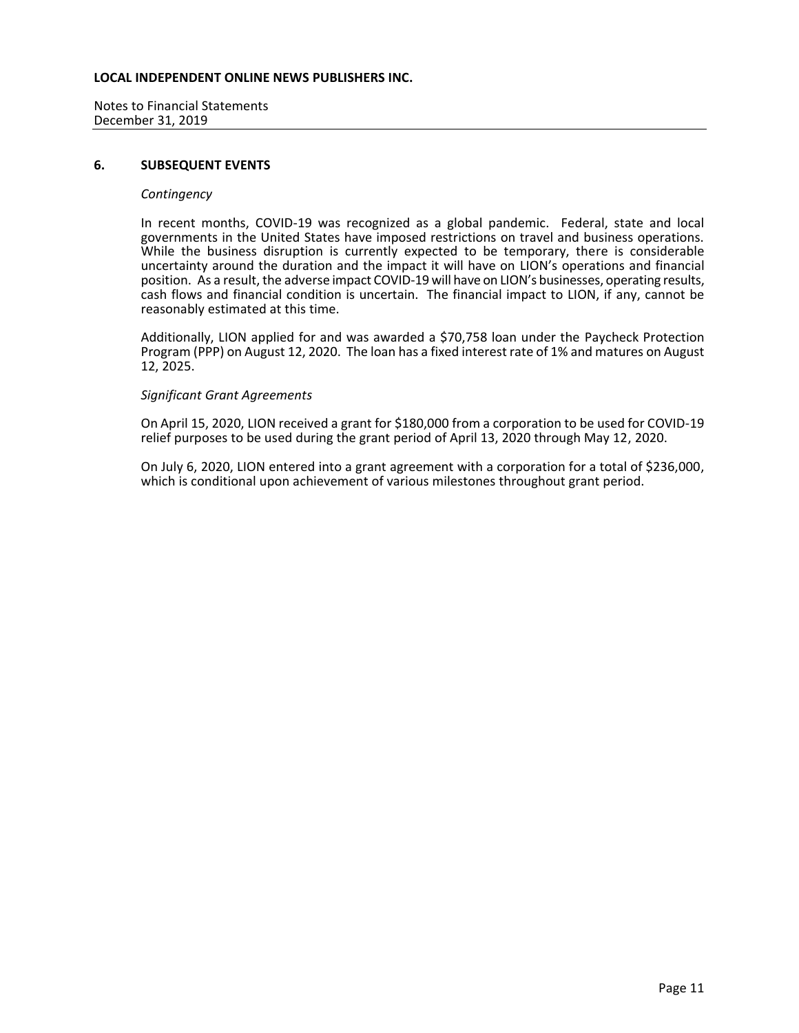## 6. SUBSEQUENT EVENTS

*Contingency*

In recent months, COVID-19 was recognized as a global pandemic. Federal, state and local governments in the United States have imposed restrictions on travel and business operations. While the business disruption is currently expected to be temporary, there is considerable uncertainty around the duration and the impact it will have on LION's operations and financial position. As a result, the adverse impact COVID-19 will have on LION's businesses, operating results, cash flows and financial condition is uncertain. The financial impact to LION, if any, cannot be reasonably estimated at this time.

Additionally, LION applied for and was awarded a $70,758 loan under the Paycheck Protection Program (PPP) on August 12, 2020. The loan has a fixed interest rate of 1% and matures on August 12, 2025.

*Significant Grant Agreements*

On April 15, 2020, LION received a grant for $180,000 from a corporation to be used for COVID-19 relief purposes to be used during the grant period of April 13, 2020 through May 12, 2020.

On July 6, 2020, LION entered into a grant agreement with a corporation for a total of $236,000, which is conditional upon achievement of various milestones throughout grant period.